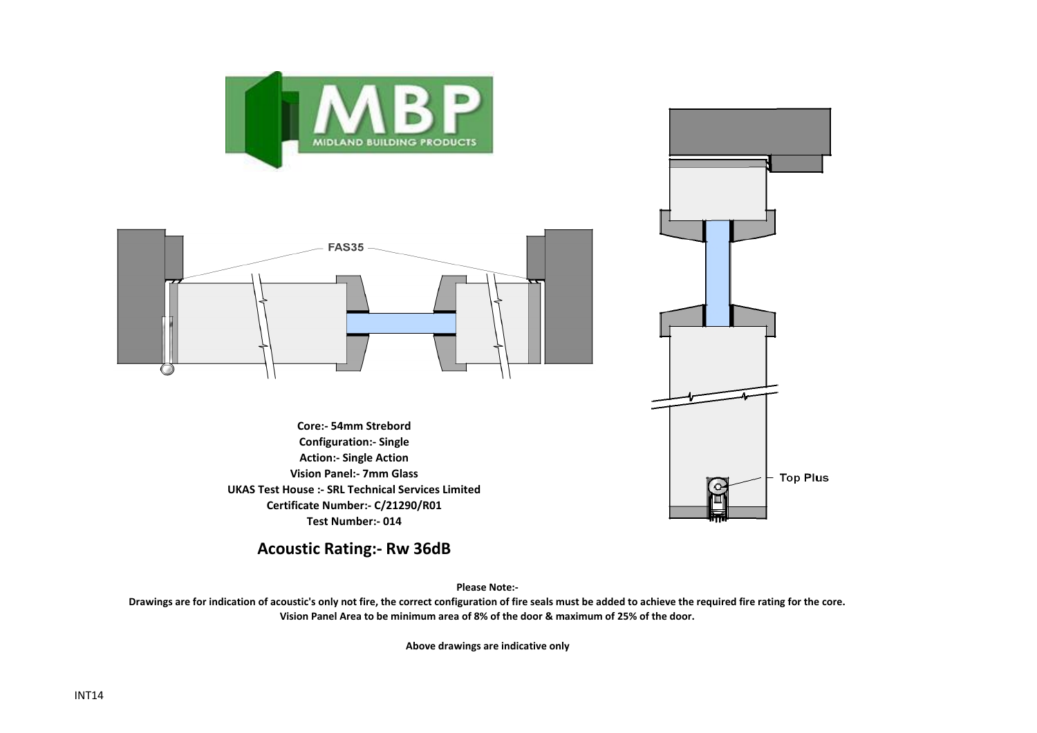MBP
MIDLAND BUILDING PRODUCTS

FAS35

Top Plus

**Core:- 54mm Strebord**
**Configuration:- Single**
**Action:- Single Action**
**Vision Panel:- 7mm Glass**
**UKAS Test House :- SRL Technical Services Limited**
**Certificate Number:- C/21290/R01**
**Test Number:- 014**

## Acoustic Rating:- Rw 36dB

**Please Note:-**

**Drawings are for indication of acoustic's only not fire, the correct configuration of fire seals must be added to achieve the required fire rating for the core.**
**Vision Panel Area to be minimum area of 8% of the door & maximum of 25% of the door.**

**Above drawings are indicative only**

INT14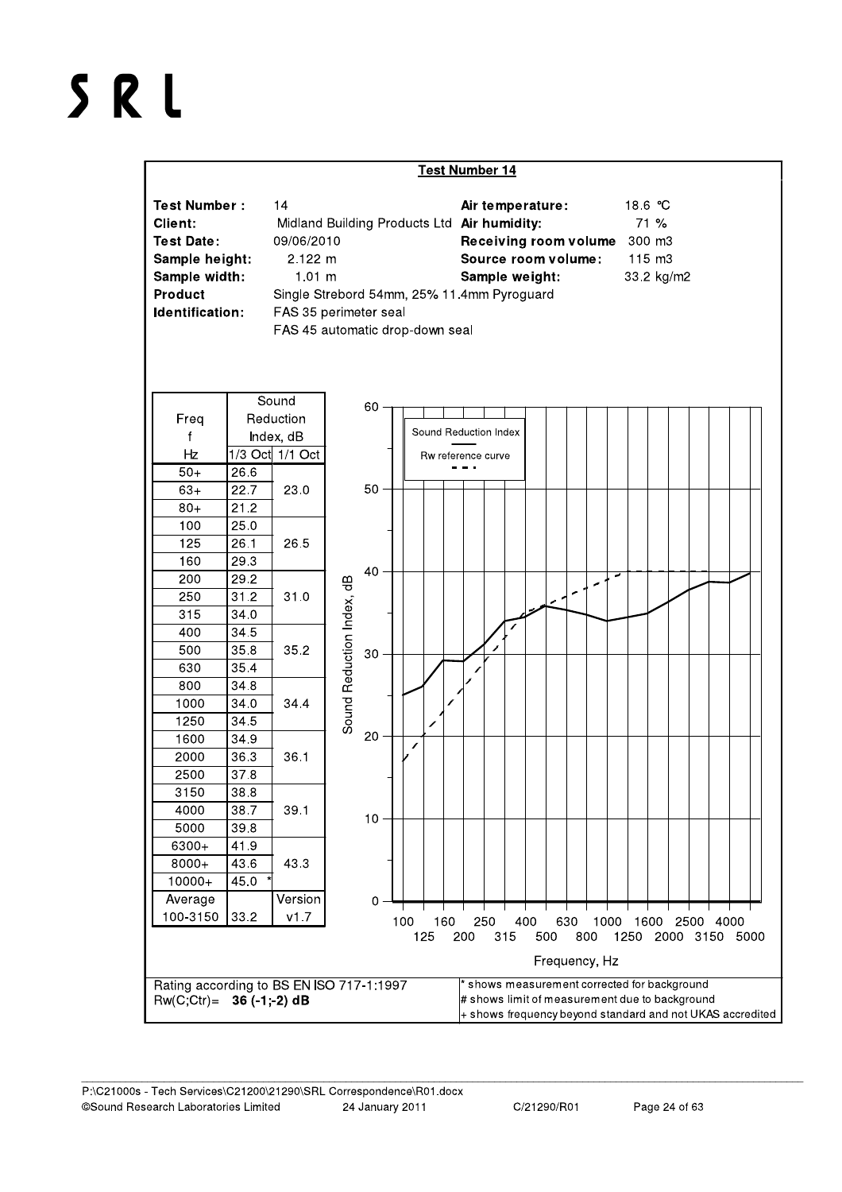SRL

## Test Number 14

**Test Number :** 14
**Client:** Midland Building Products Ltd
**Test Date:** 09/06/2010
**Sample height:** 2.122 m
**Sample width:** 1.01 m
**Product Identification:** Single Strebord 54mm, 25% 11.4mm Pyroguard
FAS 35 perimeter seal
FAS 45 automatic drop-down seal

**Air temperature:** 18.6 °C
**Air humidity:** 71 %
**Receiving room volume** 300 m3
**Source room volume:** 115 m3
**Sample weight:** 33.2 kg/m2

| Freq f Hz | Sound Reduction Index, dB 1/3 Oct | 1/1 Oct |
|---|---|---|
| 50+ | 26.6 | |
| 63+ | 22.7 | 23.0 |
| 80+ | 21.2 | |
| 100 | 25.0 | |
| 125 | 26.1 | 26.5 |
| 160 | 29.3 | |
| 200 | 29.2 | |
| 250 | 31.2 | 31.0 |
| 315 | 34.0 | |
| 400 | 34.5 | |
| 500 | 35.8 | 35.2 |
| 630 | 35.4 | |
| 800 | 34.8 | |
| 1000 | 34.0 | 34.4 |
| 1250 | 34.5 | |
| 1600 | 34.9 | |
| 2000 | 36.3 | 36.1 |
| 2500 | 37.8 | |
| 3150 | 38.8 | |
| 4000 | 38.7 | 39.1 |
| 5000 | 39.8 | |
| 6300+ | 41.9 | |
| 8000+ | 43.6 | 43.3 |
| 10000+ | 45.0 * | |
| Average 100-3150 | 33.2 | Version v1.7 |

Sound Reduction Index
Rw reference curve

Sound Reduction Index, dB

0
10
20
30
40
50
60

100 125 160 200 250 315 400 500 630 800 1000 1250 1600 2000 2500 3150 4000 5000

Frequency, Hz

Rating according to BS EN ISO 717-1:1997
Rw(C;Ctr)= **36 (-1;-2) dB**

\* shows measurement corrected for background
# shows limit of measurement due to background
+ shows frequency beyond standard and not UKAS accredited

P:\C21000s - Tech Services\C21200\21290\SRL Correspondence\R01.docx
©Sound Research Laboratories Limited 24 January 2011 C/21290/R01